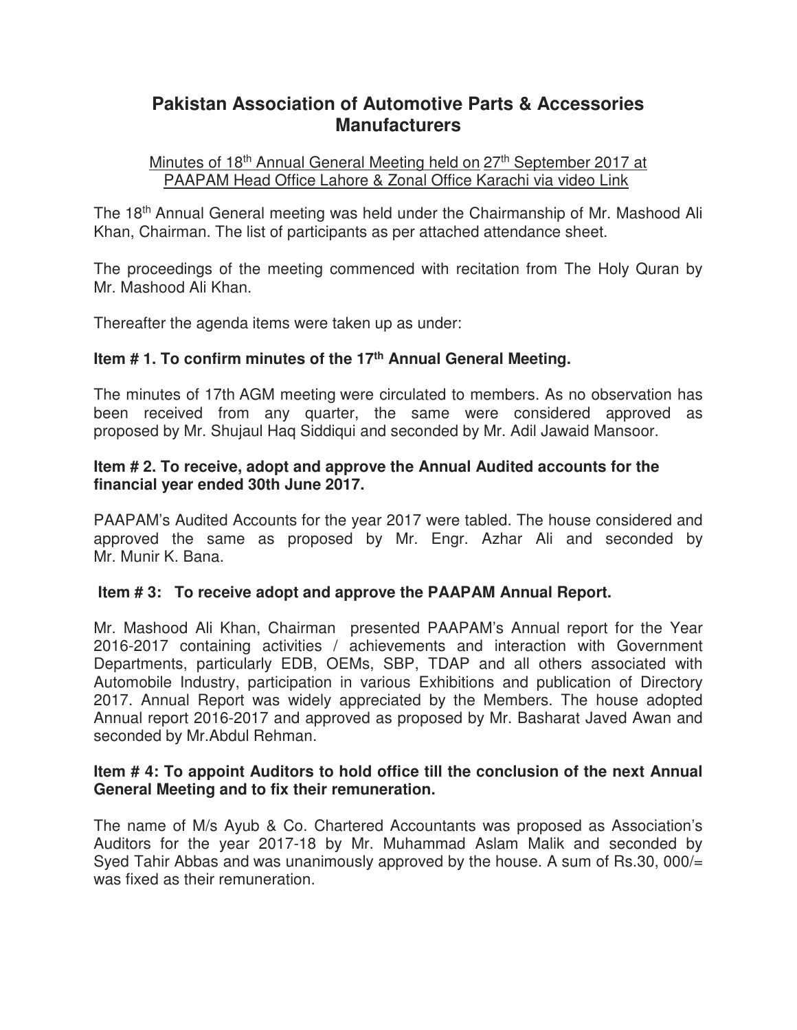# Pakistan Association of Automotive Parts & Accessories Manufacturers

Minutes of 18th Annual General Meeting held on 27th September 2017 at PAAPAM Head Office Lahore & Zonal Office Karachi via video Link

The 18th Annual General meeting was held under the Chairmanship of Mr. Mashood Ali Khan, Chairman. The list of participants as per attached attendance sheet.

The proceedings of the meeting commenced with recitation from The Holy Quran by Mr. Mashood Ali Khan.

Thereafter the agenda items were taken up as under:

**Item # 1. To confirm minutes of the 17th Annual General Meeting.**

The minutes of 17th AGM meeting were circulated to members. As no observation has been received from any quarter, the same were considered approved as proposed by Mr. Shujaul Haq Siddiqui and seconded by Mr. Adil Jawaid Mansoor.

**Item # 2. To receive, adopt and approve the Annual Audited accounts for the financial year ended 30th June 2017.**

PAAPAM's Audited Accounts for the year 2017 were tabled. The house considered and approved the same as proposed by Mr. Engr. Azhar Ali and seconded by Mr. Munir K. Bana.

**Item # 3: To receive adopt and approve the PAAPAM Annual Report.**

Mr. Mashood Ali Khan, Chairman presented PAAPAM's Annual report for the Year 2016-2017 containing activities / achievements and interaction with Government Departments, particularly EDB, OEMs, SBP, TDAP and all others associated with Automobile Industry, participation in various Exhibitions and publication of Directory 2017. Annual Report was widely appreciated by the Members. The house adopted Annual report 2016-2017 and approved as proposed by Mr. Basharat Javed Awan and seconded by Mr.Abdul Rehman.

**Item # 4: To appoint Auditors to hold office till the conclusion of the next Annual General Meeting and to fix their remuneration.**

The name of M/s Ayub & Co. Chartered Accountants was proposed as Association's Auditors for the year 2017-18 by Mr. Muhammad Aslam Malik and seconded by Syed Tahir Abbas and was unanimously approved by the house. A sum of Rs.30, 000/= was fixed as their remuneration.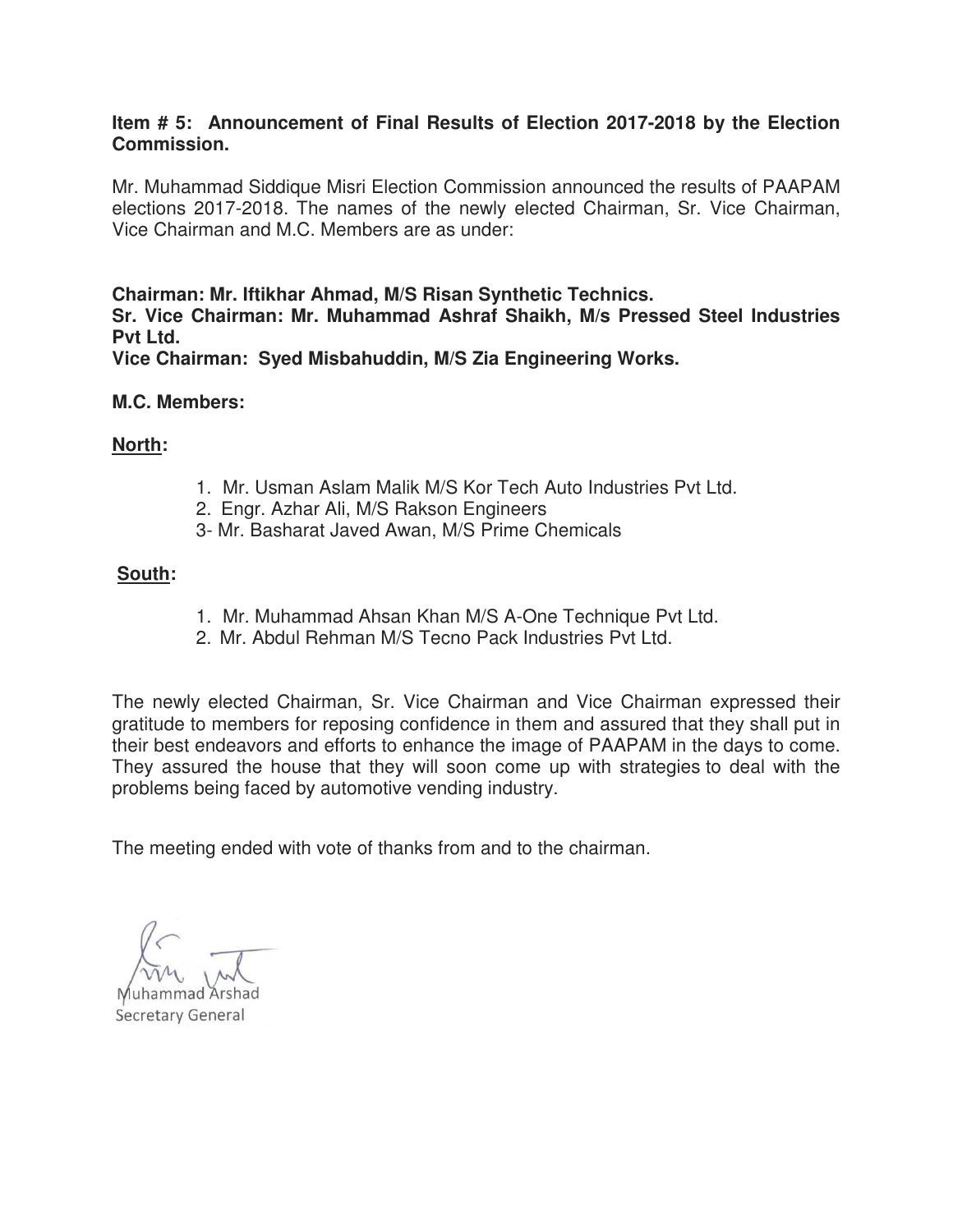**Item # 5: Announcement of Final Results of Election 2017-2018 by the Election Commission.**

Mr. Muhammad Siddique Misri Election Commission announced the results of PAAPAM elections 2017-2018. The names of the newly elected Chairman, Sr. Vice Chairman, Vice Chairman and M.C. Members are as under:

**Chairman: Mr. Iftikhar Ahmad, M/S Risan Synthetic Technics.**
**Sr. Vice Chairman: Mr. Muhammad Ashraf Shaikh, M/s Pressed Steel Industries Pvt Ltd.**
**Vice Chairman: Syed Misbahuddin, M/S Zia Engineering Works.**

**M.C. Members:**

**<u>North</u>:**

1. Mr. Usman Aslam Malik M/S Kor Tech Auto Industries Pvt Ltd.
2. Engr. Azhar Ali, M/S Rakson Engineers
3. Mr. Basharat Javed Awan, M/S Prime Chemicals

**<u>South</u>:**

1. Mr. Muhammad Ahsan Khan M/S A-One Technique Pvt Ltd.
2. Mr. Abdul Rehman M/S Tecno Pack Industries Pvt Ltd.

The newly elected Chairman, Sr. Vice Chairman and Vice Chairman expressed their gratitude to members for reposing confidence in them and assured that they shall put in their best endeavors and efforts to enhance the image of PAAPAM in the days to come. They assured the house that they will soon come up with strategies to deal with the problems being faced by automotive vending industry.

The meeting ended with vote of thanks from and to the chairman.

Muhammad Arshad
Secretary General